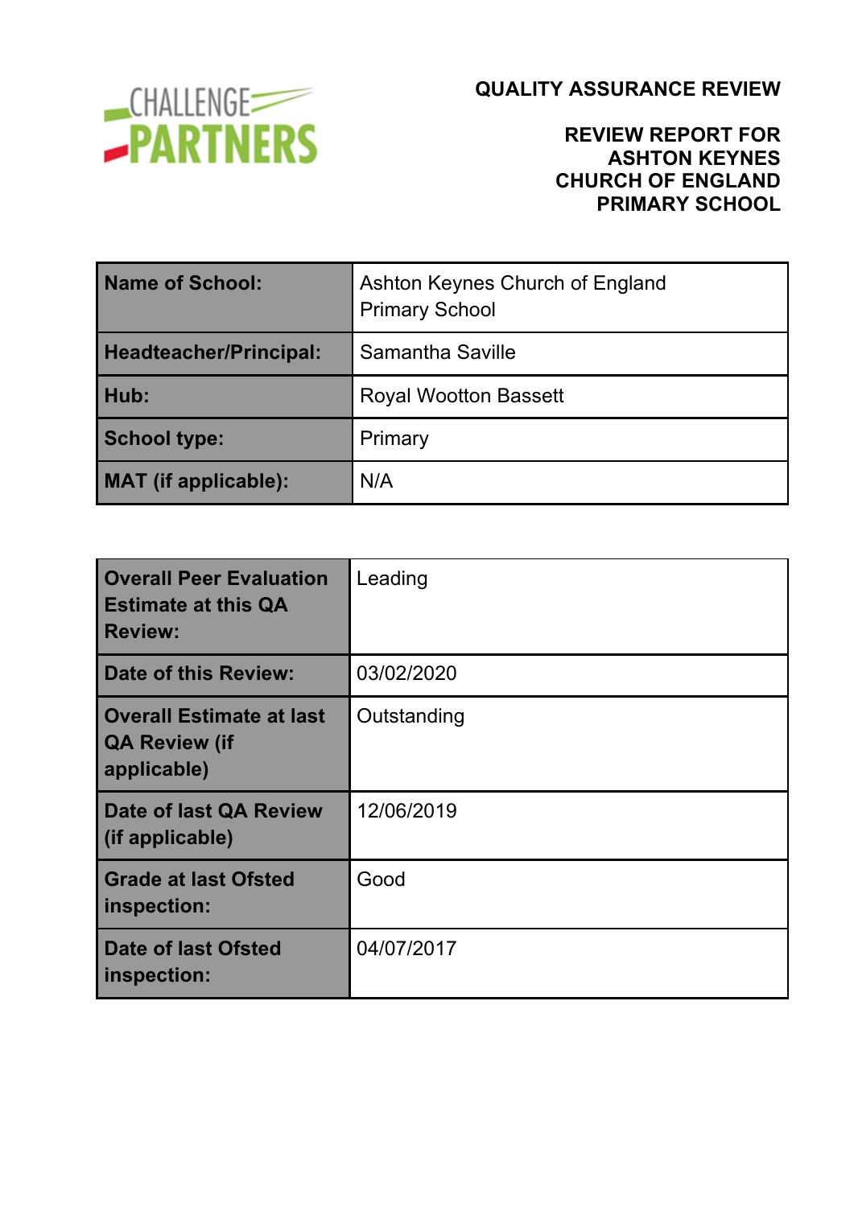CHALLENGE PARTNERS

# QUALITY ASSURANCE REVIEW

## REVIEW REPORT FOR ASHTON KEYNES CHURCH OF ENGLAND PRIMARY SCHOOL

| **Name of School:** | Ashton Keynes Church of England Primary School |
|---|---|
| **Headteacher/Principal:** | Samantha Saville |
| **Hub:** | Royal Wootton Bassett |
| **School type:** | Primary |
| **MAT (if applicable):** | N/A |

| **Overall Peer Evaluation Estimate at this QA Review:** | Leading |
|---|---|
| **Date of this Review:** | 03/02/2020 |
| **Overall Estimate at last QA Review (if applicable)** | Outstanding |
| **Date of last QA Review (if applicable)** | 12/06/2019 |
| **Grade at last Ofsted inspection:** | Good |
| **Date of last Ofsted inspection:** | 04/07/2017 |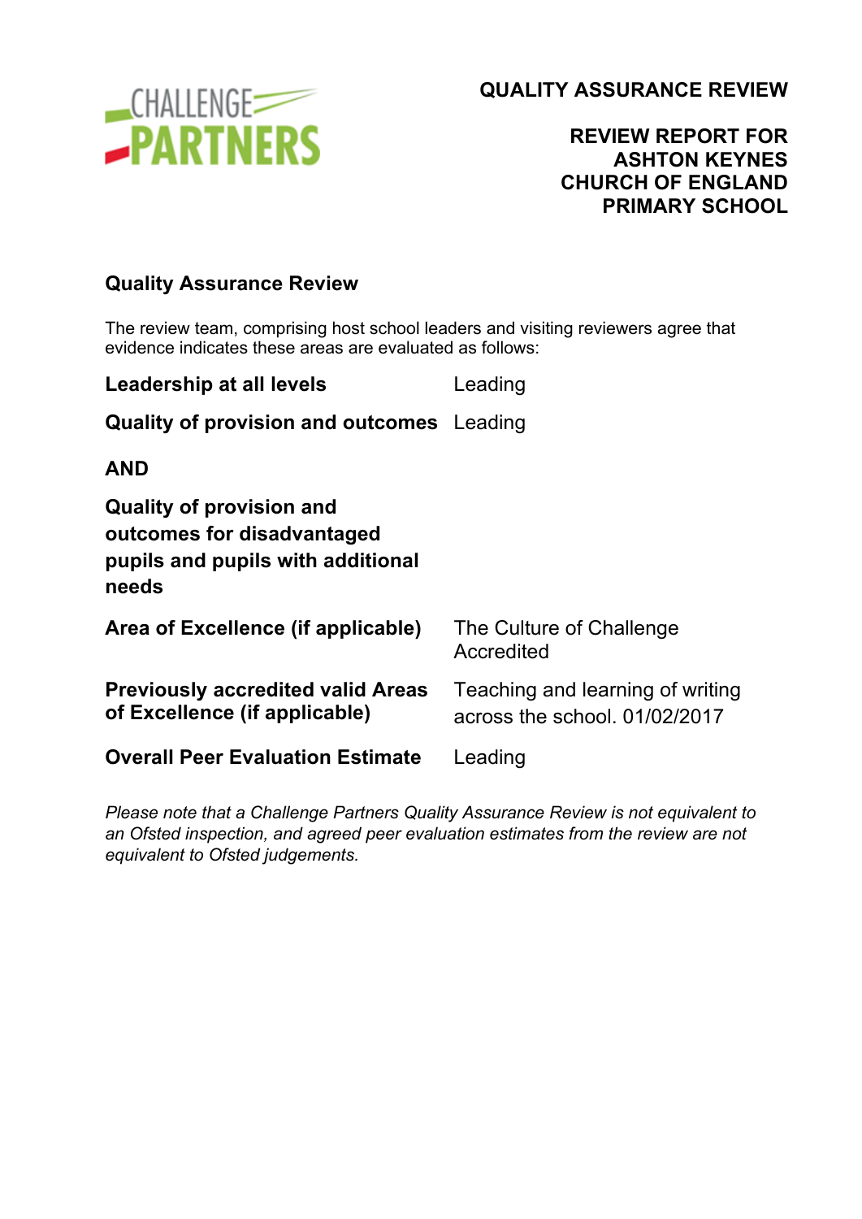QUALITY ASSURANCE REVIEW

REVIEW REPORT FOR ASHTON KEYNES CHURCH OF ENGLAND PRIMARY SCHOOL

## Quality Assurance Review

The review team, comprising host school leaders and visiting reviewers agree that evidence indicates these areas are evaluated as follows:

| | |
|---|---|
| **Leadership at all levels** | Leading |
| **Quality of provision and outcomes** | Leading |
| **AND** | |
| **Quality of provision and outcomes for disadvantaged pupils and pupils with additional needs** | |
| **Area of Excellence (if applicable)** | The Culture of Challenge Accredited |
| **Previously accredited valid Areas of Excellence (if applicable)** | Teaching and learning of writing across the school. 01/02/2017 |
| **Overall Peer Evaluation Estimate** | Leading |

*Please note that a Challenge Partners Quality Assurance Review is not equivalent to an Ofsted inspection, and agreed peer evaluation estimates from the review are not equivalent to Ofsted judgements.*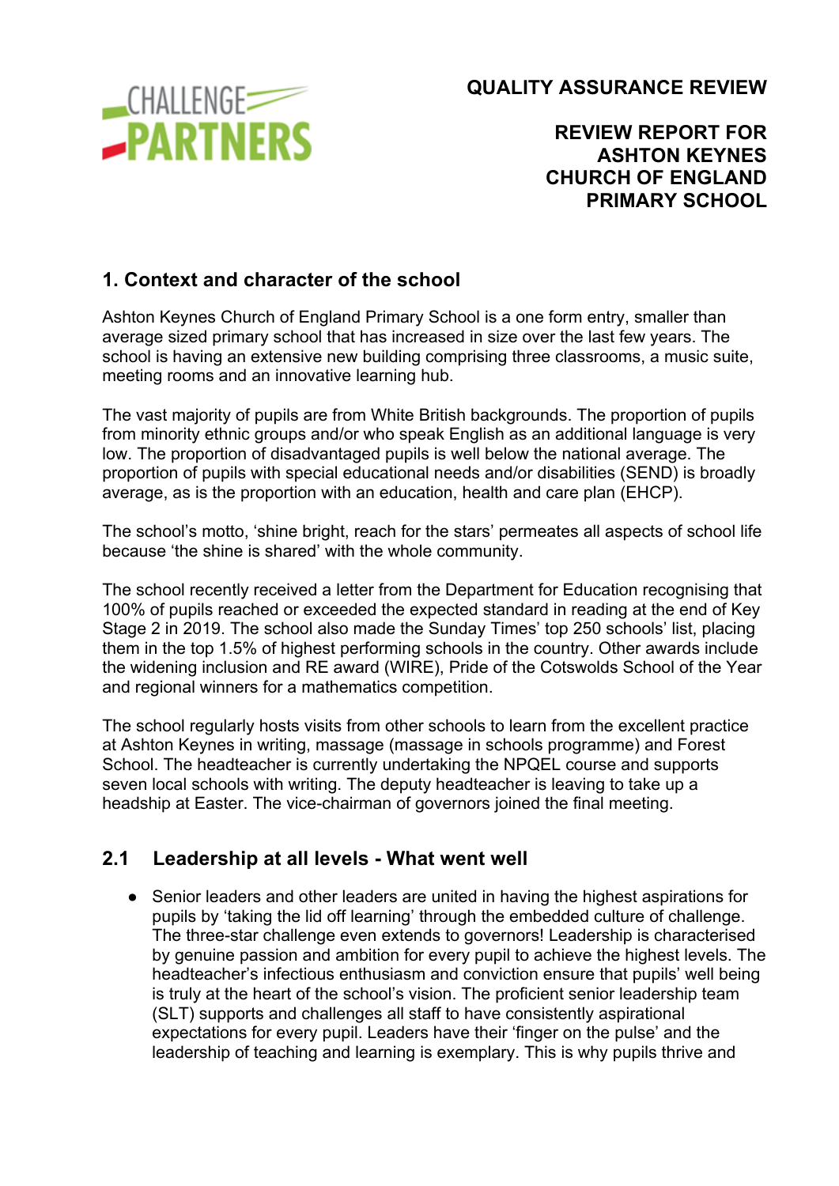# QUALITY ASSURANCE REVIEW

## REVIEW REPORT FOR ASHTON KEYNES CHURCH OF ENGLAND PRIMARY SCHOOL

## 1. Context and character of the school

Ashton Keynes Church of England Primary School is a one form entry, smaller than average sized primary school that has increased in size over the last few years. The school is having an extensive new building comprising three classrooms, a music suite, meeting rooms and an innovative learning hub.

The vast majority of pupils are from White British backgrounds. The proportion of pupils from minority ethnic groups and/or who speak English as an additional language is very low. The proportion of disadvantaged pupils is well below the national average. The proportion of pupils with special educational needs and/or disabilities (SEND) is broadly average, as is the proportion with an education, health and care plan (EHCP).

The school's motto, 'shine bright, reach for the stars' permeates all aspects of school life because 'the shine is shared' with the whole community.

The school recently received a letter from the Department for Education recognising that 100% of pupils reached or exceeded the expected standard in reading at the end of Key Stage 2 in 2019. The school also made the Sunday Times' top 250 schools' list, placing them in the top 1.5% of highest performing schools in the country. Other awards include the widening inclusion and RE award (WIRE), Pride of the Cotswolds School of the Year and regional winners for a mathematics competition.

The school regularly hosts visits from other schools to learn from the excellent practice at Ashton Keynes in writing, massage (massage in schools programme) and Forest School. The headteacher is currently undertaking the NPQEL course and supports seven local schools with writing. The deputy headteacher is leaving to take up a headship at Easter. The vice-chairman of governors joined the final meeting.

## 2.1 Leadership at all levels - What went well

- Senior leaders and other leaders are united in having the highest aspirations for pupils by 'taking the lid off learning' through the embedded culture of challenge. The three-star challenge even extends to governors! Leadership is characterised by genuine passion and ambition for every pupil to achieve the highest levels. The headteacher's infectious enthusiasm and conviction ensure that pupils' well being is truly at the heart of the school's vision. The proficient senior leadership team (SLT) supports and challenges all staff to have consistently aspirational expectations for every pupil. Leaders have their 'finger on the pulse' and the leadership of teaching and learning is exemplary. This is why pupils thrive and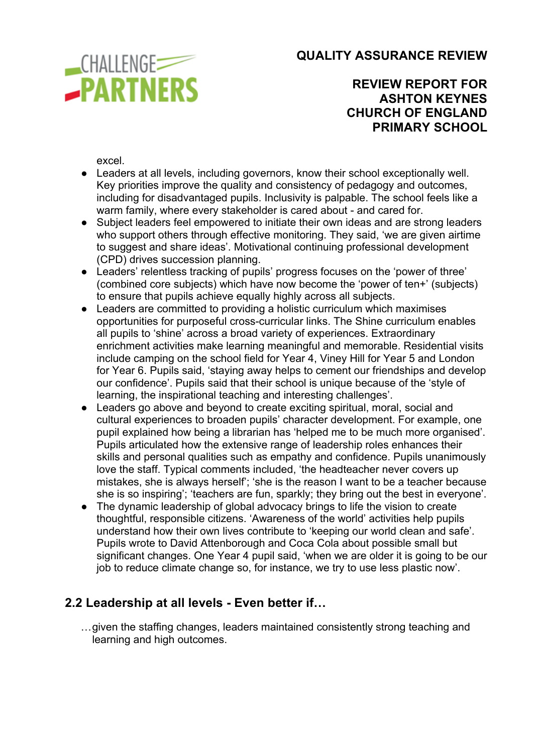excel.

- Leaders at all levels, including governors, know their school exceptionally well. Key priorities improve the quality and consistency of pedagogy and outcomes, including for disadvantaged pupils. Inclusivity is palpable. The school feels like a warm family, where every stakeholder is cared about - and cared for.
- Subject leaders feel empowered to initiate their own ideas and are strong leaders who support others through effective monitoring. They said, 'we are given airtime to suggest and share ideas'. Motivational continuing professional development (CPD) drives succession planning.
- Leaders' relentless tracking of pupils' progress focuses on the 'power of three' (combined core subjects) which have now become the 'power of ten+' (subjects) to ensure that pupils achieve equally highly across all subjects.
- Leaders are committed to providing a holistic curriculum which maximises opportunities for purposeful cross-curricular links. The Shine curriculum enables all pupils to 'shine' across a broad variety of experiences. Extraordinary enrichment activities make learning meaningful and memorable. Residential visits include camping on the school field for Year 4, Viney Hill for Year 5 and London for Year 6. Pupils said, 'staying away helps to cement our friendships and develop our confidence'. Pupils said that their school is unique because of the 'style of learning, the inspirational teaching and interesting challenges'.
- Leaders go above and beyond to create exciting spiritual, moral, social and cultural experiences to broaden pupils' character development. For example, one pupil explained how being a librarian has 'helped me to be much more organised'. Pupils articulated how the extensive range of leadership roles enhances their skills and personal qualities such as empathy and confidence. Pupils unanimously love the staff. Typical comments included, 'the headteacher never covers up mistakes, she is always herself'; 'she is the reason I want to be a teacher because she is so inspiring'; 'teachers are fun, sparkly; they bring out the best in everyone'.
- The dynamic leadership of global advocacy brings to life the vision to create thoughtful, responsible citizens. 'Awareness of the world' activities help pupils understand how their own lives contribute to 'keeping our world clean and safe'. Pupils wrote to David Attenborough and Coca Cola about possible small but significant changes. One Year 4 pupil said, 'when we are older it is going to be our job to reduce climate change so, for instance, we try to use less plastic now'.

## 2.2 Leadership at all levels - Even better if…

…given the staffing changes, leaders maintained consistently strong teaching and learning and high outcomes.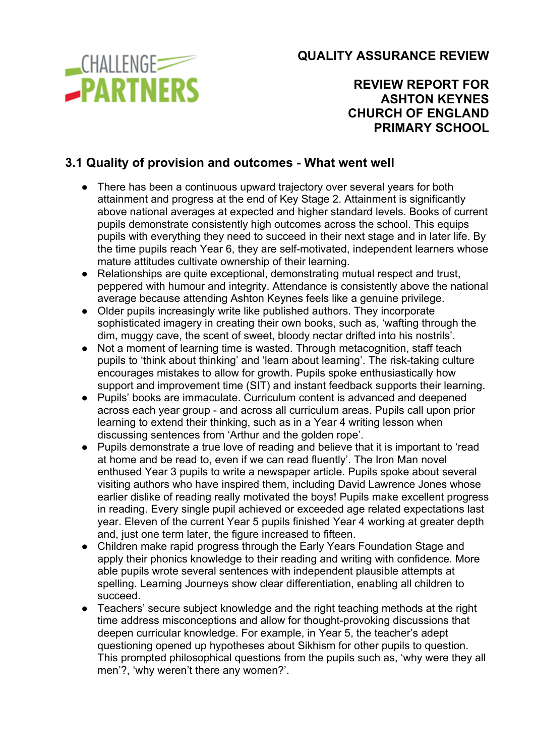# QUALITY ASSURANCE REVIEW

## REVIEW REPORT FOR ASHTON KEYNES CHURCH OF ENGLAND PRIMARY SCHOOL

### 3.1 Quality of provision and outcomes - What went well

- There has been a continuous upward trajectory over several years for both attainment and progress at the end of Key Stage 2. Attainment is significantly above national averages at expected and higher standard levels. Books of current pupils demonstrate consistently high outcomes across the school. This equips pupils with everything they need to succeed in their next stage and in later life. By the time pupils reach Year 6, they are self-motivated, independent learners whose mature attitudes cultivate ownership of their learning.
- Relationships are quite exceptional, demonstrating mutual respect and trust, peppered with humour and integrity. Attendance is consistently above the national average because attending Ashton Keynes feels like a genuine privilege.
- Older pupils increasingly write like published authors. They incorporate sophisticated imagery in creating their own books, such as, 'wafting through the dim, muggy cave, the scent of sweet, bloody nectar drifted into his nostrils'.
- Not a moment of learning time is wasted. Through metacognition, staff teach pupils to 'think about thinking' and 'learn about learning'. The risk-taking culture encourages mistakes to allow for growth. Pupils spoke enthusiastically how support and improvement time (SIT) and instant feedback supports their learning.
- Pupils' books are immaculate. Curriculum content is advanced and deepened across each year group - and across all curriculum areas. Pupils call upon prior learning to extend their thinking, such as in a Year 4 writing lesson when discussing sentences from 'Arthur and the golden rope'.
- Pupils demonstrate a true love of reading and believe that it is important to 'read at home and be read to, even if we can read fluently'. The Iron Man novel enthused Year 3 pupils to write a newspaper article. Pupils spoke about several visiting authors who have inspired them, including David Lawrence Jones whose earlier dislike of reading really motivated the boys! Pupils make excellent progress in reading. Every single pupil achieved or exceeded age related expectations last year. Eleven of the current Year 5 pupils finished Year 4 working at greater depth and, just one term later, the figure increased to fifteen.
- Children make rapid progress through the Early Years Foundation Stage and apply their phonics knowledge to their reading and writing with confidence. More able pupils wrote several sentences with independent plausible attempts at spelling. Learning Journeys show clear differentiation, enabling all children to succeed.
- Teachers' secure subject knowledge and the right teaching methods at the right time address misconceptions and allow for thought-provoking discussions that deepen curricular knowledge. For example, in Year 5, the teacher's adept questioning opened up hypotheses about Sikhism for other pupils to question. This prompted philosophical questions from the pupils such as, 'why were they all men'?, 'why weren't there any women?'.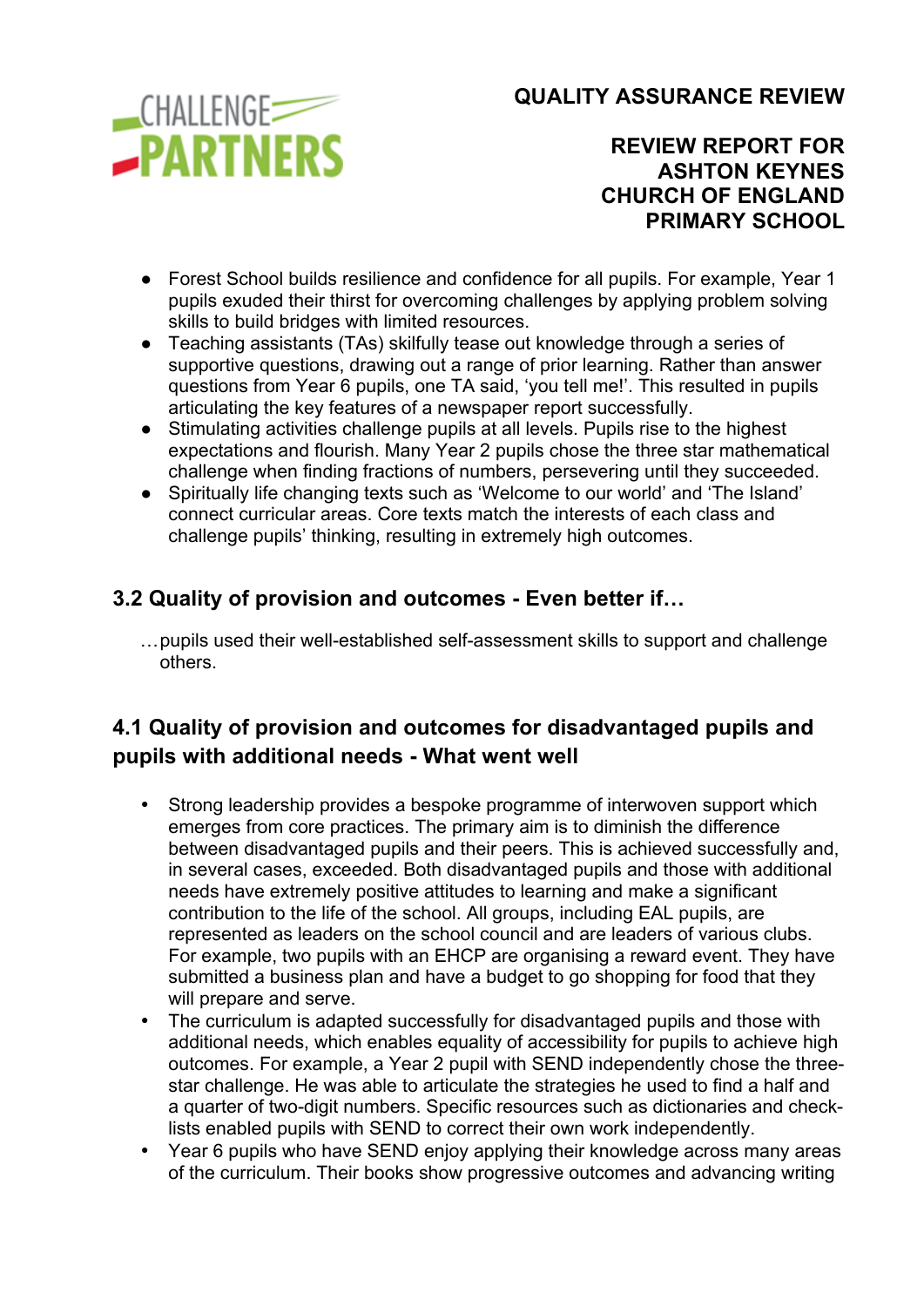- Forest School builds resilience and confidence for all pupils. For example, Year 1 pupils exuded their thirst for overcoming challenges by applying problem solving skills to build bridges with limited resources.
- Teaching assistants (TAs) skilfully tease out knowledge through a series of supportive questions, drawing out a range of prior learning. Rather than answer questions from Year 6 pupils, one TA said, 'you tell me!'. This resulted in pupils articulating the key features of a newspaper report successfully.
- Stimulating activities challenge pupils at all levels. Pupils rise to the highest expectations and flourish. Many Year 2 pupils chose the three star mathematical challenge when finding fractions of numbers, persevering until they succeeded.
- Spiritually life changing texts such as 'Welcome to our world' and 'The Island' connect curricular areas. Core texts match the interests of each class and challenge pupils' thinking, resulting in extremely high outcomes.

## 3.2 Quality of provision and outcomes - Even better if…

…pupils used their well-established self-assessment skills to support and challenge others.

## 4.1 Quality of provision and outcomes for disadvantaged pupils and pupils with additional needs - What went well

- Strong leadership provides a bespoke programme of interwoven support which emerges from core practices. The primary aim is to diminish the difference between disadvantaged pupils and their peers. This is achieved successfully and, in several cases, exceeded. Both disadvantaged pupils and those with additional needs have extremely positive attitudes to learning and make a significant contribution to the life of the school. All groups, including EAL pupils, are represented as leaders on the school council and are leaders of various clubs. For example, two pupils with an EHCP are organising a reward event. They have submitted a business plan and have a budget to go shopping for food that they will prepare and serve.
- The curriculum is adapted successfully for disadvantaged pupils and those with additional needs, which enables equality of accessibility for pupils to achieve high outcomes. For example, a Year 2 pupil with SEND independently chose the three-star challenge. He was able to articulate the strategies he used to find a half and a quarter of two-digit numbers. Specific resources such as dictionaries and check-lists enabled pupils with SEND to correct their own work independently.
- Year 6 pupils who have SEND enjoy applying their knowledge across many areas of the curriculum. Their books show progressive outcomes and advancing writing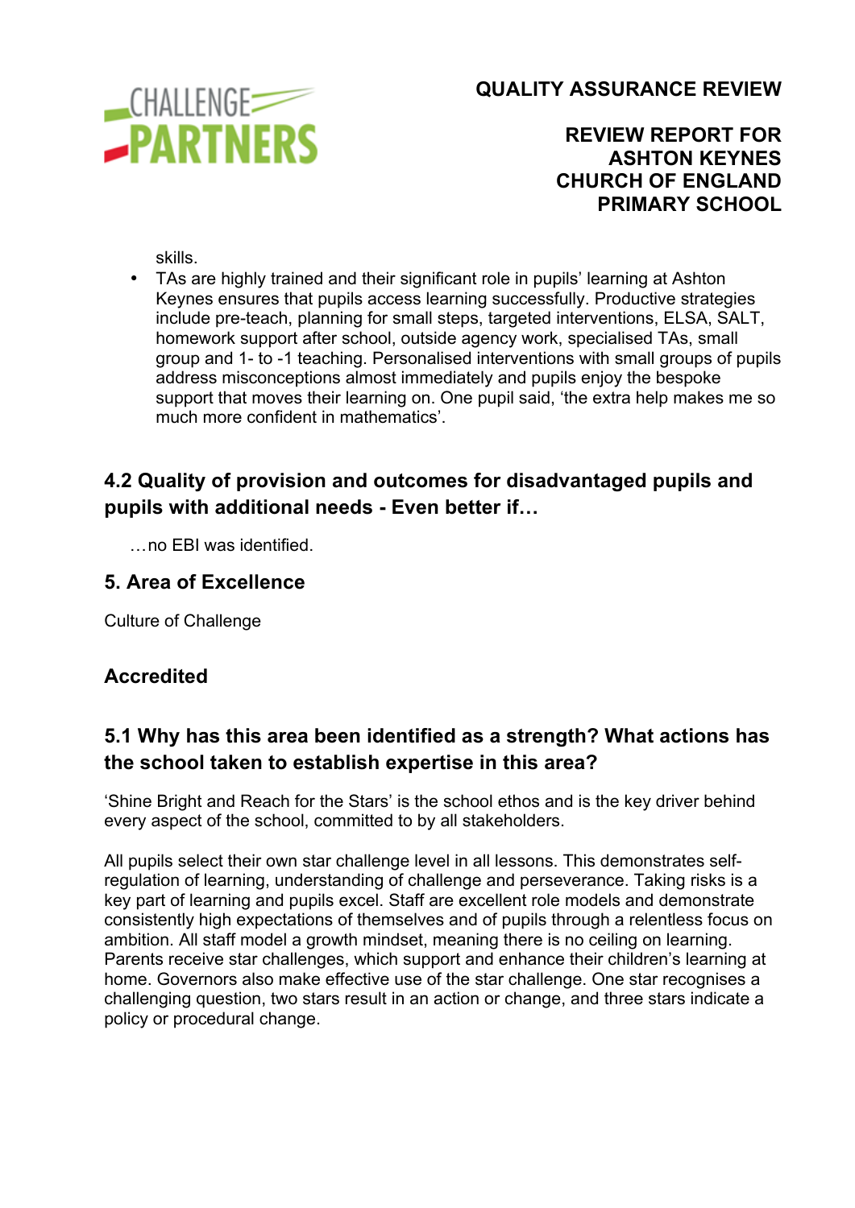skills.

- TAs are highly trained and their significant role in pupils' learning at Ashton Keynes ensures that pupils access learning successfully. Productive strategies include pre-teach, planning for small steps, targeted interventions, ELSA, SALT, homework support after school, outside agency work, specialised TAs, small group and 1- to -1 teaching. Personalised interventions with small groups of pupils address misconceptions almost immediately and pupils enjoy the bespoke support that moves their learning on. One pupil said, 'the extra help makes me so much more confident in mathematics'.

## 4.2 Quality of provision and outcomes for disadvantaged pupils and pupils with additional needs - Even better if…

…no EBI was identified.

## 5. Area of Excellence

Culture of Challenge

### Accredited

## 5.1 Why has this area been identified as a strength? What actions has the school taken to establish expertise in this area?

'Shine Bright and Reach for the Stars' is the school ethos and is the key driver behind every aspect of the school, committed to by all stakeholders.

All pupils select their own star challenge level in all lessons. This demonstrates self-regulation of learning, understanding of challenge and perseverance. Taking risks is a key part of learning and pupils excel. Staff are excellent role models and demonstrate consistently high expectations of themselves and of pupils through a relentless focus on ambition. All staff model a growth mindset, meaning there is no ceiling on learning. Parents receive star challenges, which support and enhance their children's learning at home. Governors also make effective use of the star challenge. One star recognises a challenging question, two stars result in an action or change, and three stars indicate a policy or procedural change.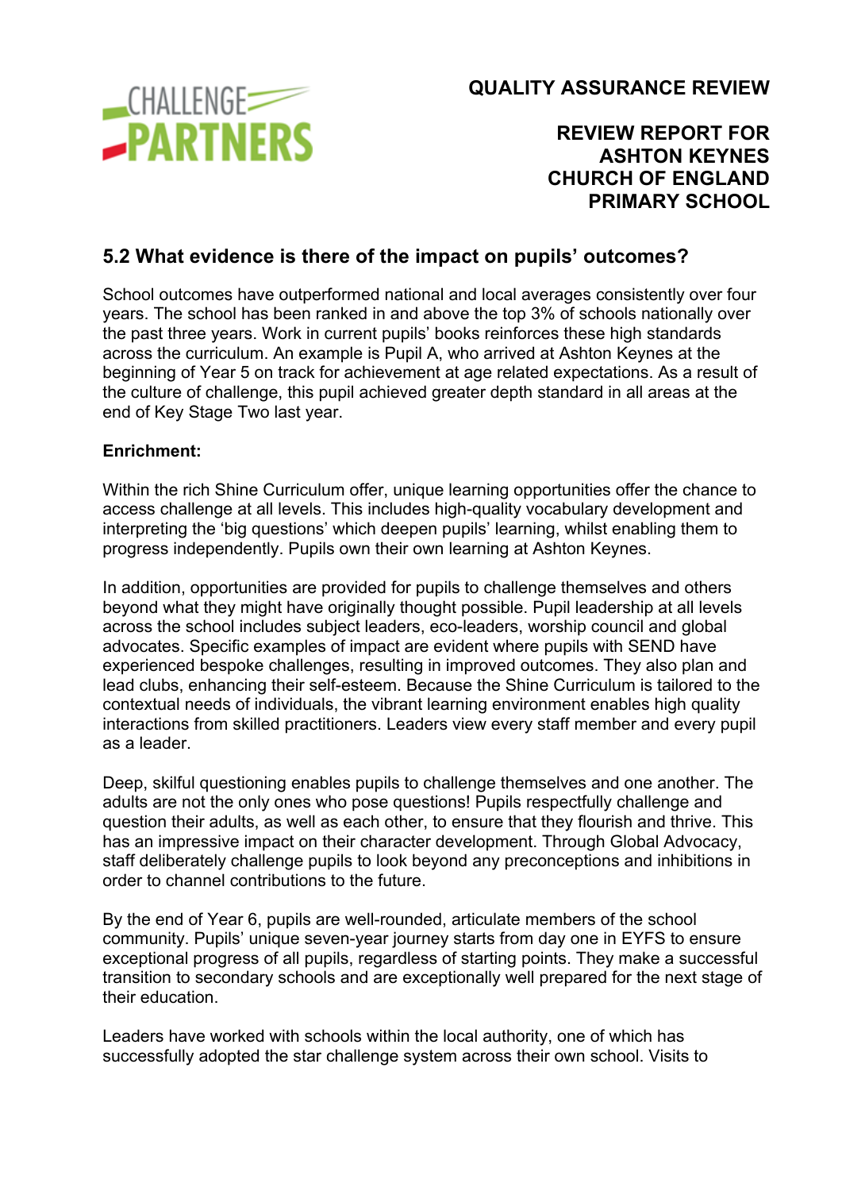## 5.2 What evidence is there of the impact on pupils' outcomes?

School outcomes have outperformed national and local averages consistently over four years. The school has been ranked in and above the top 3% of schools nationally over the past three years. Work in current pupils' books reinforces these high standards across the curriculum. An example is Pupil A, who arrived at Ashton Keynes at the beginning of Year 5 on track for achievement at age related expectations. As a result of the culture of challenge, this pupil achieved greater depth standard in all areas at the end of Key Stage Two last year.

**Enrichment:**

Within the rich Shine Curriculum offer, unique learning opportunities offer the chance to access challenge at all levels. This includes high-quality vocabulary development and interpreting the 'big questions' which deepen pupils' learning, whilst enabling them to progress independently. Pupils own their own learning at Ashton Keynes.

In addition, opportunities are provided for pupils to challenge themselves and others beyond what they might have originally thought possible. Pupil leadership at all levels across the school includes subject leaders, eco-leaders, worship council and global advocates. Specific examples of impact are evident where pupils with SEND have experienced bespoke challenges, resulting in improved outcomes. They also plan and lead clubs, enhancing their self-esteem. Because the Shine Curriculum is tailored to the contextual needs of individuals, the vibrant learning environment enables high quality interactions from skilled practitioners. Leaders view every staff member and every pupil as a leader.

Deep, skilful questioning enables pupils to challenge themselves and one another. The adults are not the only ones who pose questions! Pupils respectfully challenge and question their adults, as well as each other, to ensure that they flourish and thrive. This has an impressive impact on their character development. Through Global Advocacy, staff deliberately challenge pupils to look beyond any preconceptions and inhibitions in order to channel contributions to the future.

By the end of Year 6, pupils are well-rounded, articulate members of the school community. Pupils' unique seven-year journey starts from day one in EYFS to ensure exceptional progress of all pupils, regardless of starting points. They make a successful transition to secondary schools and are exceptionally well prepared for the next stage of their education.

Leaders have worked with schools within the local authority, one of which has successfully adopted the star challenge system across their own school. Visits to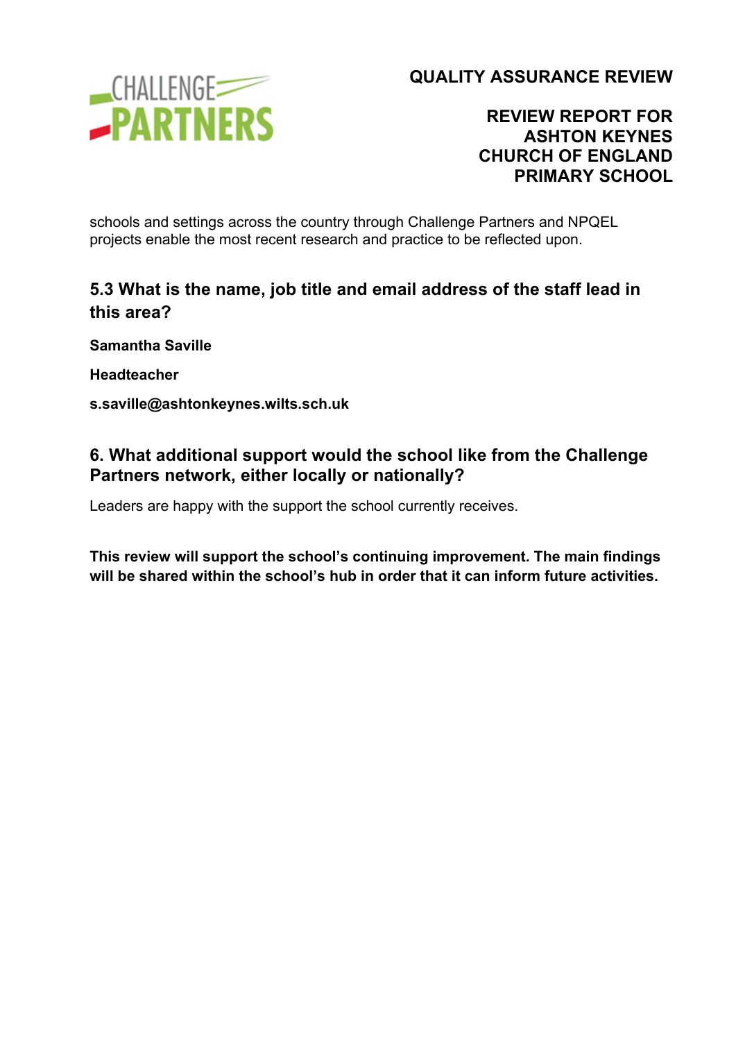schools and settings across the country through Challenge Partners and NPQEL projects enable the most recent research and practice to be reflected upon.

### 5.3 What is the name, job title and email address of the staff lead in this area?

**Samantha Saville**

**Headteacher**

**s.saville@ashtonkeynes.wilts.sch.uk**

### 6. What additional support would the school like from the Challenge Partners network, either locally or nationally?

Leaders are happy with the support the school currently receives.

**This review will support the school's continuing improvement. The main findings will be shared within the school's hub in order that it can inform future activities.**